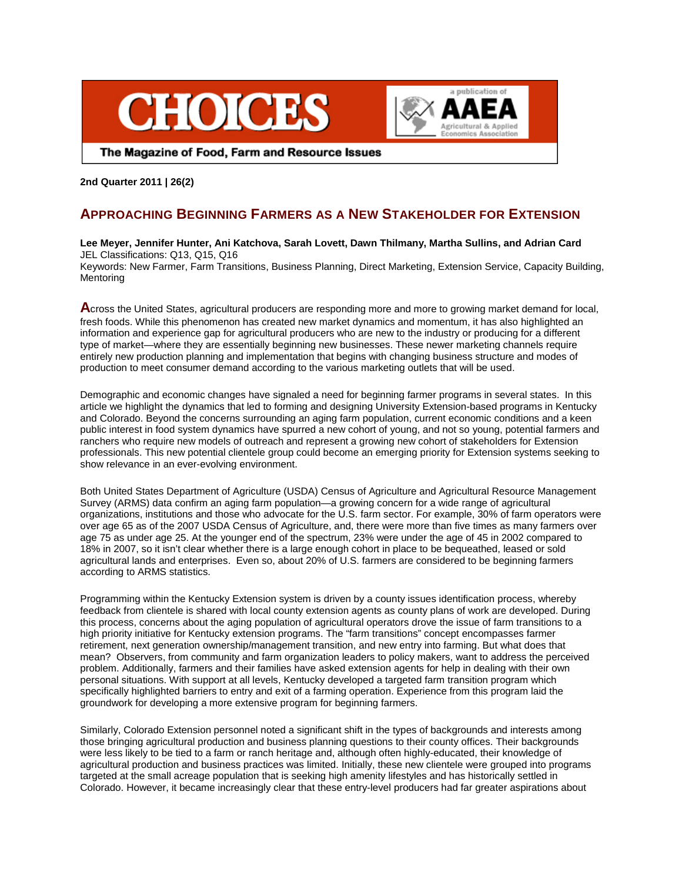CHOICES

The Magazine of Food, Farm and Resource Issues

**2nd Quarter 2011 | 26(2)**

# Approaching Beginning Farmers as a New Stakeholder for Extension

**Lee Meyer, Jennifer Hunter, Ani Katchova, Sarah Lovett, Dawn Thilmany, Martha Sullins, and Adrian Card**
JEL Classifications: Q13, Q15, Q16
Keywords: New Farmer, Farm Transitions, Business Planning, Direct Marketing, Extension Service, Capacity Building, Mentoring

Across the United States, agricultural producers are responding more and more to growing market demand for local, fresh foods. While this phenomenon has created new market dynamics and momentum, it has also highlighted an information and experience gap for agricultural producers who are new to the industry or producing for a different type of market—where they are essentially beginning new businesses. These newer marketing channels require entirely new production planning and implementation that begins with changing business structure and modes of production to meet consumer demand according to the various marketing outlets that will be used.

Demographic and economic changes have signaled a need for beginning farmer programs in several states. In this article we highlight the dynamics that led to forming and designing University Extension-based programs in Kentucky and Colorado. Beyond the concerns surrounding an aging farm population, current economic conditions and a keen public interest in food system dynamics have spurred a new cohort of young, and not so young, potential farmers and ranchers who require new models of outreach and represent a growing new cohort of stakeholders for Extension professionals. This new potential clientele group could become an emerging priority for Extension systems seeking to show relevance in an ever-evolving environment.

Both United States Department of Agriculture (USDA) Census of Agriculture and Agricultural Resource Management Survey (ARMS) data confirm an aging farm population—a growing concern for a wide range of agricultural organizations, institutions and those who advocate for the U.S. farm sector. For example, 30% of farm operators were over age 65 as of the 2007 USDA Census of Agriculture, and, there were more than five times as many farmers over age 75 as under age 25. At the younger end of the spectrum, 23% were under the age of 45 in 2002 compared to 18% in 2007, so it isn't clear whether there is a large enough cohort in place to be bequeathed, leased or sold agricultural lands and enterprises. Even so, about 20% of U.S. farmers are considered to be beginning farmers according to ARMS statistics.

Programming within the Kentucky Extension system is driven by a county issues identification process, whereby feedback from clientele is shared with local county extension agents as county plans of work are developed. During this process, concerns about the aging population of agricultural operators drove the issue of farm transitions to a high priority initiative for Kentucky extension programs. The "farm transitions" concept encompasses farmer retirement, next generation ownership/management transition, and new entry into farming. But what does that mean? Observers, from community and farm organization leaders to policy makers, want to address the perceived problem. Additionally, farmers and their families have asked extension agents for help in dealing with their own personal situations. With support at all levels, Kentucky developed a targeted farm transition program which specifically highlighted barriers to entry and exit of a farming operation. Experience from this program laid the groundwork for developing a more extensive program for beginning farmers.

Similarly, Colorado Extension personnel noted a significant shift in the types of backgrounds and interests among those bringing agricultural production and business planning questions to their county offices. Their backgrounds were less likely to be tied to a farm or ranch heritage and, although often highly-educated, their knowledge of agricultural production and business practices was limited. Initially, these new clientele were grouped into programs targeted at the small acreage population that is seeking high amenity lifestyles and has historically settled in Colorado. However, it became increasingly clear that these entry-level producers had far greater aspirations about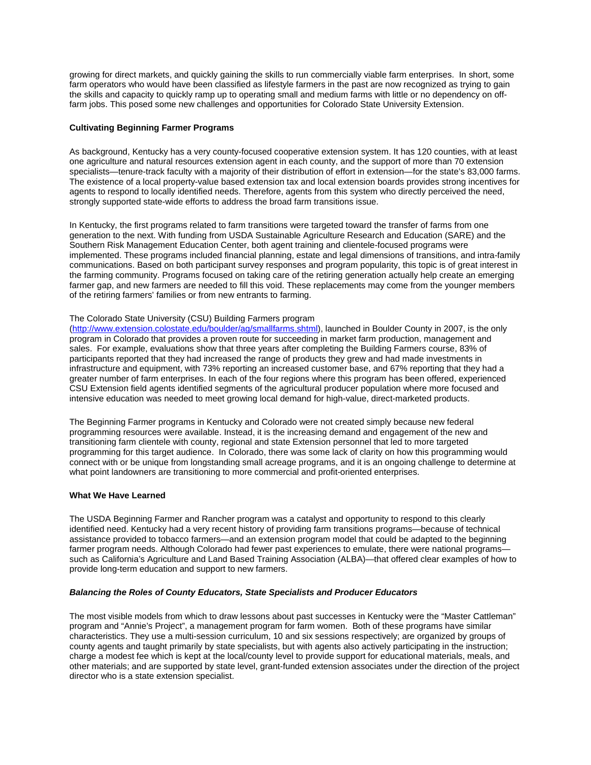growing for direct markets, and quickly gaining the skills to run commercially viable farm enterprises. In short, some farm operators who would have been classified as lifestyle farmers in the past are now recognized as trying to gain the skills and capacity to quickly ramp up to operating small and medium farms with little or no dependency on off-farm jobs. This posed some new challenges and opportunities for Colorado State University Extension.

**Cultivating Beginning Farmer Programs**

As background, Kentucky has a very county-focused cooperative extension system. It has 120 counties, with at least one agriculture and natural resources extension agent in each county, and the support of more than 70 extension specialists—tenure-track faculty with a majority of their distribution of effort in extension—for the state's 83,000 farms. The existence of a local property-value based extension tax and local extension boards provides strong incentives for agents to respond to locally identified needs. Therefore, agents from this system who directly perceived the need, strongly supported state-wide efforts to address the broad farm transitions issue.

In Kentucky, the first programs related to farm transitions were targeted toward the transfer of farms from one generation to the next. With funding from USDA Sustainable Agriculture Research and Education (SARE) and the Southern Risk Management Education Center, both agent training and clientele-focused programs were implemented. These programs included financial planning, estate and legal dimensions of transitions, and intra-family communications. Based on both participant survey responses and program popularity, this topic is of great interest in the farming community. Programs focused on taking care of the retiring generation actually help create an emerging farmer gap, and new farmers are needed to fill this void. These replacements may come from the younger members of the retiring farmers' families or from new entrants to farming.

The Colorado State University (CSU) Building Farmers program (http://www.extension.colostate.edu/boulder/ag/smallfarms.shtml), launched in Boulder County in 2007, is the only program in Colorado that provides a proven route for succeeding in market farm production, management and sales. For example, evaluations show that three years after completing the Building Farmers course, 83% of participants reported that they had increased the range of products they grew and had made investments in infrastructure and equipment, with 73% reporting an increased customer base, and 67% reporting that they had a greater number of farm enterprises. In each of the four regions where this program has been offered, experienced CSU Extension field agents identified segments of the agricultural producer population where more focused and intensive education was needed to meet growing local demand for high-value, direct-marketed products.

The Beginning Farmer programs in Kentucky and Colorado were not created simply because new federal programming resources were available. Instead, it is the increasing demand and engagement of the new and transitioning farm clientele with county, regional and state Extension personnel that led to more targeted programming for this target audience. In Colorado, there was some lack of clarity on how this programming would connect with or be unique from longstanding small acreage programs, and it is an ongoing challenge to determine at what point landowners are transitioning to more commercial and profit-oriented enterprises.

**What We Have Learned**

The USDA Beginning Farmer and Rancher program was a catalyst and opportunity to respond to this clearly identified need. Kentucky had a very recent history of providing farm transitions programs—because of technical assistance provided to tobacco farmers—and an extension program model that could be adapted to the beginning farmer program needs. Although Colorado had fewer past experiences to emulate, there were national programs—such as California's Agriculture and Land Based Training Association (ALBA)—that offered clear examples of how to provide long-term education and support to new farmers.

***Balancing the Roles of County Educators, State Specialists and Producer Educators***

The most visible models from which to draw lessons about past successes in Kentucky were the "Master Cattleman" program and "Annie's Project", a management program for farm women. Both of these programs have similar characteristics. They use a multi-session curriculum, 10 and six sessions respectively; are organized by groups of county agents and taught primarily by state specialists, but with agents also actively participating in the instruction; charge a modest fee which is kept at the local/county level to provide support for educational materials, meals, and other materials; and are supported by state level, grant-funded extension associates under the direction of the project director who is a state extension specialist.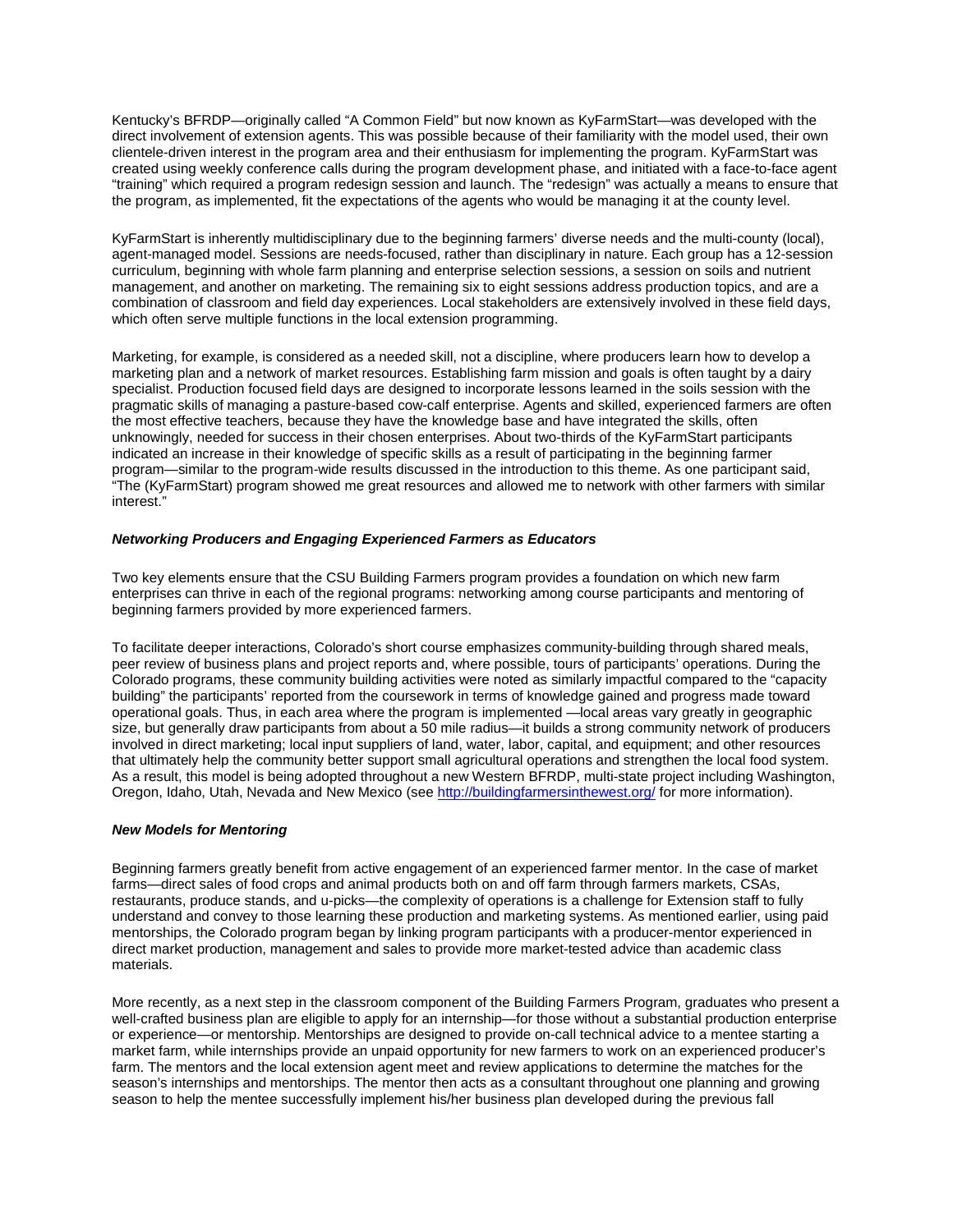Kentucky's BFRDP—originally called "A Common Field" but now known as KyFarmStart—was developed with the direct involvement of extension agents. This was possible because of their familiarity with the model used, their own clientele-driven interest in the program area and their enthusiasm for implementing the program. KyFarmStart was created using weekly conference calls during the program development phase, and initiated with a face-to-face agent "training" which required a program redesign session and launch. The "redesign" was actually a means to ensure that the program, as implemented, fit the expectations of the agents who would be managing it at the county level.

KyFarmStart is inherently multidisciplinary due to the beginning farmers' diverse needs and the multi-county (local), agent-managed model. Sessions are needs-focused, rather than disciplinary in nature. Each group has a 12-session curriculum, beginning with whole farm planning and enterprise selection sessions, a session on soils and nutrient management, and another on marketing. The remaining six to eight sessions address production topics, and are a combination of classroom and field day experiences. Local stakeholders are extensively involved in these field days, which often serve multiple functions in the local extension programming.

Marketing, for example, is considered as a needed skill, not a discipline, where producers learn how to develop a marketing plan and a network of market resources. Establishing farm mission and goals is often taught by a dairy specialist. Production focused field days are designed to incorporate lessons learned in the soils session with the pragmatic skills of managing a pasture-based cow-calf enterprise. Agents and skilled, experienced farmers are often the most effective teachers, because they have the knowledge base and have integrated the skills, often unknowingly, needed for success in their chosen enterprises. About two-thirds of the KyFarmStart participants indicated an increase in their knowledge of specific skills as a result of participating in the beginning farmer program—similar to the program-wide results discussed in the introduction to this theme. As one participant said, "The (KyFarmStart) program showed me great resources and allowed me to network with other farmers with similar interest."

### *Networking Producers and Engaging Experienced Farmers as Educators*

Two key elements ensure that the CSU Building Farmers program provides a foundation on which new farm enterprises can thrive in each of the regional programs: networking among course participants and mentoring of beginning farmers provided by more experienced farmers.

To facilitate deeper interactions, Colorado's short course emphasizes community-building through shared meals, peer review of business plans and project reports and, where possible, tours of participants' operations. During the Colorado programs, these community building activities were noted as similarly impactful compared to the "capacity building" the participants' reported from the coursework in terms of knowledge gained and progress made toward operational goals. Thus, in each area where the program is implemented —local areas vary greatly in geographic size, but generally draw participants from about a 50 mile radius—it builds a strong community network of producers involved in direct marketing; local input suppliers of land, water, labor, capital, and equipment; and other resources that ultimately help the community better support small agricultural operations and strengthen the local food system. As a result, this model is being adopted throughout a new Western BFRDP, multi-state project including Washington, Oregon, Idaho, Utah, Nevada and New Mexico (see http://buildingfarmersinthewest.org/ for more information).

### *New Models for Mentoring*

Beginning farmers greatly benefit from active engagement of an experienced farmer mentor. In the case of market farms—direct sales of food crops and animal products both on and off farm through farmers markets, CSAs, restaurants, produce stands, and u-picks—the complexity of operations is a challenge for Extension staff to fully understand and convey to those learning these production and marketing systems. As mentioned earlier, using paid mentorships, the Colorado program began by linking program participants with a producer-mentor experienced in direct market production, management and sales to provide more market-tested advice than academic class materials.

More recently, as a next step in the classroom component of the Building Farmers Program, graduates who present a well-crafted business plan are eligible to apply for an internship—for those without a substantial production enterprise or experience—or mentorship. Mentorships are designed to provide on-call technical advice to a mentee starting a market farm, while internships provide an unpaid opportunity for new farmers to work on an experienced producer's farm. The mentors and the local extension agent meet and review applications to determine the matches for the season's internships and mentorships. The mentor then acts as a consultant throughout one planning and growing season to help the mentee successfully implement his/her business plan developed during the previous fall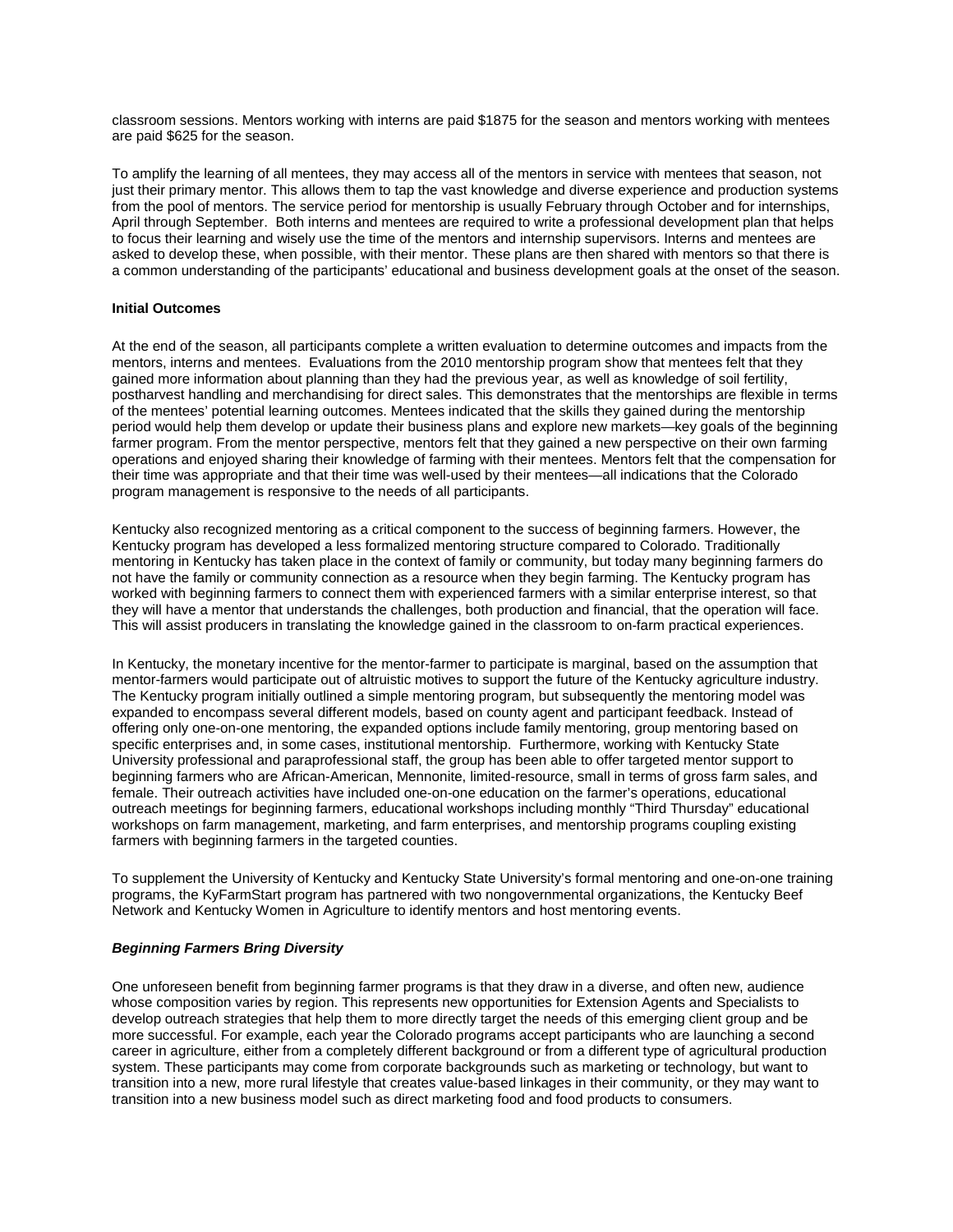classroom sessions. Mentors working with interns are paid $1875 for the season and mentors working with mentees are paid $625 for the season.

To amplify the learning of all mentees, they may access all of the mentors in service with mentees that season, not just their primary mentor. This allows them to tap the vast knowledge and diverse experience and production systems from the pool of mentors. The service period for mentorship is usually February through October and for internships, April through September. Both interns and mentees are required to write a professional development plan that helps to focus their learning and wisely use the time of the mentors and internship supervisors. Interns and mentees are asked to develop these, when possible, with their mentor. These plans are then shared with mentors so that there is a common understanding of the participants' educational and business development goals at the onset of the season.

**Initial Outcomes**

At the end of the season, all participants complete a written evaluation to determine outcomes and impacts from the mentors, interns and mentees. Evaluations from the 2010 mentorship program show that mentees felt that they gained more information about planning than they had the previous year, as well as knowledge of soil fertility, postharvest handling and merchandising for direct sales. This demonstrates that the mentorships are flexible in terms of the mentees' potential learning outcomes. Mentees indicated that the skills they gained during the mentorship period would help them develop or update their business plans and explore new markets—key goals of the beginning farmer program. From the mentor perspective, mentors felt that they gained a new perspective on their own farming operations and enjoyed sharing their knowledge of farming with their mentees. Mentors felt that the compensation for their time was appropriate and that their time was well-used by their mentees—all indications that the Colorado program management is responsive to the needs of all participants.

Kentucky also recognized mentoring as a critical component to the success of beginning farmers. However, the Kentucky program has developed a less formalized mentoring structure compared to Colorado. Traditionally mentoring in Kentucky has taken place in the context of family or community, but today many beginning farmers do not have the family or community connection as a resource when they begin farming. The Kentucky program has worked with beginning farmers to connect them with experienced farmers with a similar enterprise interest, so that they will have a mentor that understands the challenges, both production and financial, that the operation will face. This will assist producers in translating the knowledge gained in the classroom to on-farm practical experiences.

In Kentucky, the monetary incentive for the mentor-farmer to participate is marginal, based on the assumption that mentor-farmers would participate out of altruistic motives to support the future of the Kentucky agriculture industry. The Kentucky program initially outlined a simple mentoring program, but subsequently the mentoring model was expanded to encompass several different models, based on county agent and participant feedback. Instead of offering only one-on-one mentoring, the expanded options include family mentoring, group mentoring based on specific enterprises and, in some cases, institutional mentorship. Furthermore, working with Kentucky State University professional and paraprofessional staff, the group has been able to offer targeted mentor support to beginning farmers who are African-American, Mennonite, limited-resource, small in terms of gross farm sales, and female. Their outreach activities have included one-on-one education on the farmer's operations, educational outreach meetings for beginning farmers, educational workshops including monthly "Third Thursday" educational workshops on farm management, marketing, and farm enterprises, and mentorship programs coupling existing farmers with beginning farmers in the targeted counties.

To supplement the University of Kentucky and Kentucky State University's formal mentoring and one-on-one training programs, the KyFarmStart program has partnered with two nongovernmental organizations, the Kentucky Beef Network and Kentucky Women in Agriculture to identify mentors and host mentoring events.

***Beginning Farmers Bring Diversity***

One unforeseen benefit from beginning farmer programs is that they draw in a diverse, and often new, audience whose composition varies by region. This represents new opportunities for Extension Agents and Specialists to develop outreach strategies that help them to more directly target the needs of this emerging client group and be more successful. For example, each year the Colorado programs accept participants who are launching a second career in agriculture, either from a completely different background or from a different type of agricultural production system. These participants may come from corporate backgrounds such as marketing or technology, but want to transition into a new, more rural lifestyle that creates value-based linkages in their community, or they may want to transition into a new business model such as direct marketing food and food products to consumers.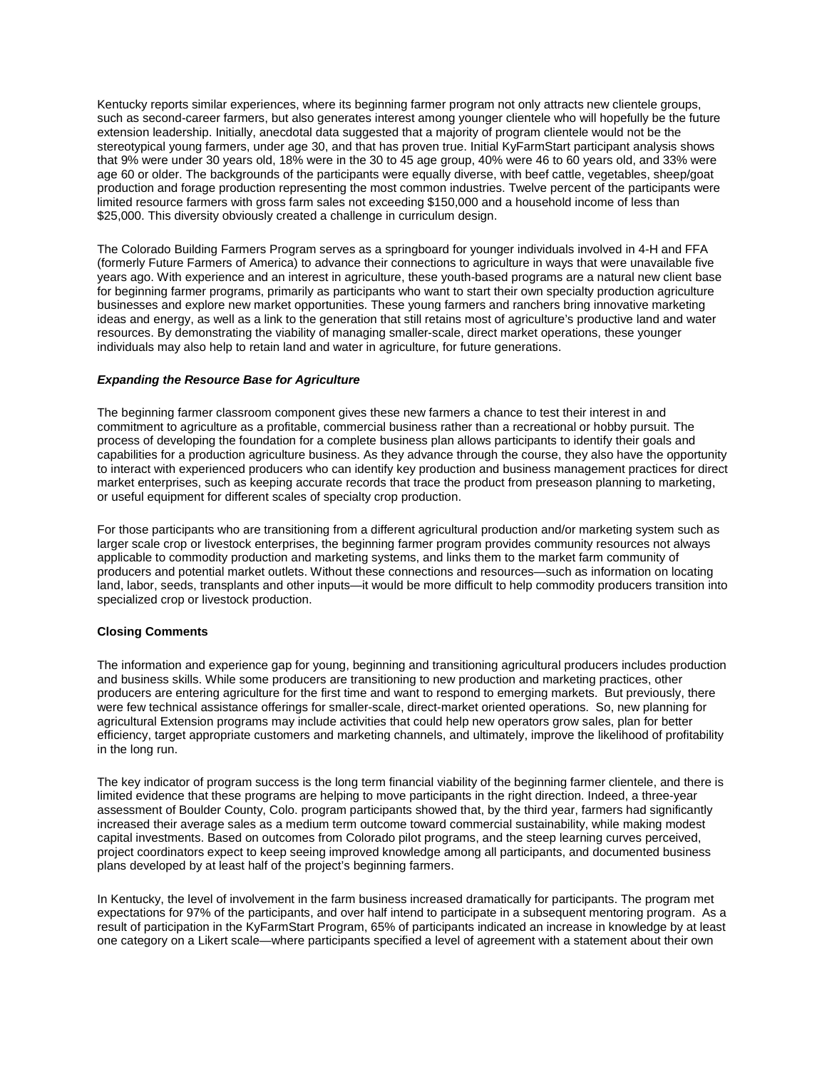Kentucky reports similar experiences, where its beginning farmer program not only attracts new clientele groups, such as second-career farmers, but also generates interest among younger clientele who will hopefully be the future extension leadership. Initially, anecdotal data suggested that a majority of program clientele would not be the stereotypical young farmers, under age 30, and that has proven true. Initial KyFarmStart participant analysis shows that 9% were under 30 years old, 18% were in the 30 to 45 age group, 40% were 46 to 60 years old, and 33% were age 60 or older. The backgrounds of the participants were equally diverse, with beef cattle, vegetables, sheep/goat production and forage production representing the most common industries. Twelve percent of the participants were limited resource farmers with gross farm sales not exceeding $150,000 and a household income of less than $25,000. This diversity obviously created a challenge in curriculum design.

The Colorado Building Farmers Program serves as a springboard for younger individuals involved in 4-H and FFA (formerly Future Farmers of America) to advance their connections to agriculture in ways that were unavailable five years ago. With experience and an interest in agriculture, these youth-based programs are a natural new client base for beginning farmer programs, primarily as participants who want to start their own specialty production agriculture businesses and explore new market opportunities. These young farmers and ranchers bring innovative marketing ideas and energy, as well as a link to the generation that still retains most of agriculture's productive land and water resources. By demonstrating the viability of managing smaller-scale, direct market operations, these younger individuals may also help to retain land and water in agriculture, for future generations.

### *Expanding the Resource Base for Agriculture*

The beginning farmer classroom component gives these new farmers a chance to test their interest in and commitment to agriculture as a profitable, commercial business rather than a recreational or hobby pursuit. The process of developing the foundation for a complete business plan allows participants to identify their goals and capabilities for a production agriculture business. As they advance through the course, they also have the opportunity to interact with experienced producers who can identify key production and business management practices for direct market enterprises, such as keeping accurate records that trace the product from preseason planning to marketing, or useful equipment for different scales of specialty crop production.

For those participants who are transitioning from a different agricultural production and/or marketing system such as larger scale crop or livestock enterprises, the beginning farmer program provides community resources not always applicable to commodity production and marketing systems, and links them to the market farm community of producers and potential market outlets. Without these connections and resources—such as information on locating land, labor, seeds, transplants and other inputs—it would be more difficult to help commodity producers transition into specialized crop or livestock production.

### Closing Comments

The information and experience gap for young, beginning and transitioning agricultural producers includes production and business skills. While some producers are transitioning to new production and marketing practices, other producers are entering agriculture for the first time and want to respond to emerging markets. But previously, there were few technical assistance offerings for smaller-scale, direct-market oriented operations. So, new planning for agricultural Extension programs may include activities that could help new operators grow sales, plan for better efficiency, target appropriate customers and marketing channels, and ultimately, improve the likelihood of profitability in the long run.

The key indicator of program success is the long term financial viability of the beginning farmer clientele, and there is limited evidence that these programs are helping to move participants in the right direction. Indeed, a three-year assessment of Boulder County, Colo. program participants showed that, by the third year, farmers had significantly increased their average sales as a medium term outcome toward commercial sustainability, while making modest capital investments. Based on outcomes from Colorado pilot programs, and the steep learning curves perceived, project coordinators expect to keep seeing improved knowledge among all participants, and documented business plans developed by at least half of the project's beginning farmers.

In Kentucky, the level of involvement in the farm business increased dramatically for participants. The program met expectations for 97% of the participants, and over half intend to participate in a subsequent mentoring program. As a result of participation in the KyFarmStart Program, 65% of participants indicated an increase in knowledge by at least one category on a Likert scale—where participants specified a level of agreement with a statement about their own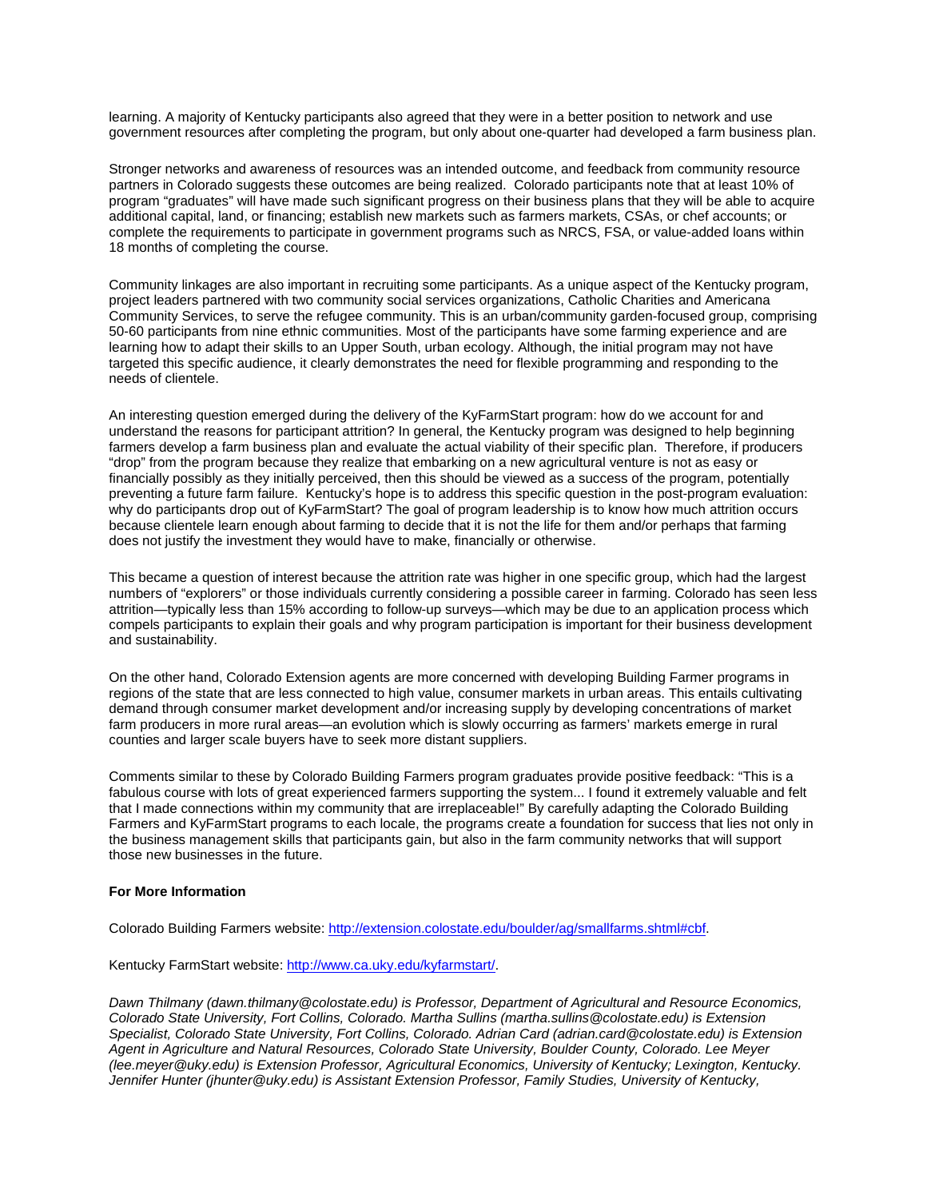learning. A majority of Kentucky participants also agreed that they were in a better position to network and use government resources after completing the program, but only about one-quarter had developed a farm business plan.

Stronger networks and awareness of resources was an intended outcome, and feedback from community resource partners in Colorado suggests these outcomes are being realized. Colorado participants note that at least 10% of program "graduates" will have made such significant progress on their business plans that they will be able to acquire additional capital, land, or financing; establish new markets such as farmers markets, CSAs, or chef accounts; or complete the requirements to participate in government programs such as NRCS, FSA, or value-added loans within 18 months of completing the course.

Community linkages are also important in recruiting some participants. As a unique aspect of the Kentucky program, project leaders partnered with two community social services organizations, Catholic Charities and Americana Community Services, to serve the refugee community. This is an urban/community garden-focused group, comprising 50-60 participants from nine ethnic communities. Most of the participants have some farming experience and are learning how to adapt their skills to an Upper South, urban ecology. Although, the initial program may not have targeted this specific audience, it clearly demonstrates the need for flexible programming and responding to the needs of clientele.

An interesting question emerged during the delivery of the KyFarmStart program: how do we account for and understand the reasons for participant attrition? In general, the Kentucky program was designed to help beginning farmers develop a farm business plan and evaluate the actual viability of their specific plan. Therefore, if producers "drop" from the program because they realize that embarking on a new agricultural venture is not as easy or financially possibly as they initially perceived, then this should be viewed as a success of the program, potentially preventing a future farm failure. Kentucky's hope is to address this specific question in the post-program evaluation: why do participants drop out of KyFarmStart? The goal of program leadership is to know how much attrition occurs because clientele learn enough about farming to decide that it is not the life for them and/or perhaps that farming does not justify the investment they would have to make, financially or otherwise.

This became a question of interest because the attrition rate was higher in one specific group, which had the largest numbers of "explorers" or those individuals currently considering a possible career in farming. Colorado has seen less attrition—typically less than 15% according to follow-up surveys—which may be due to an application process which compels participants to explain their goals and why program participation is important for their business development and sustainability.

On the other hand, Colorado Extension agents are more concerned with developing Building Farmer programs in regions of the state that are less connected to high value, consumer markets in urban areas. This entails cultivating demand through consumer market development and/or increasing supply by developing concentrations of market farm producers in more rural areas—an evolution which is slowly occurring as farmers' markets emerge in rural counties and larger scale buyers have to seek more distant suppliers.

Comments similar to these by Colorado Building Farmers program graduates provide positive feedback: "This is a fabulous course with lots of great experienced farmers supporting the system... I found it extremely valuable and felt that I made connections within my community that are irreplaceable!" By carefully adapting the Colorado Building Farmers and KyFarmStart programs to each locale, the programs create a foundation for success that lies not only in the business management skills that participants gain, but also in the farm community networks that will support those new businesses in the future.

**For More Information**

Colorado Building Farmers website: http://extension.colostate.edu/boulder/ag/smallfarms.shtml#cbf.

Kentucky FarmStart website: http://www.ca.uky.edu/kyfarmstart/.

*Dawn Thilmany (dawn.thilmany@colostate.edu) is Professor, Department of Agricultural and Resource Economics, Colorado State University, Fort Collins, Colorado. Martha Sullins (martha.sullins@colostate.edu) is Extension Specialist, Colorado State University, Fort Collins, Colorado. Adrian Card (adrian.card@colostate.edu) is Extension Agent in Agriculture and Natural Resources, Colorado State University, Boulder County, Colorado. Lee Meyer (lee.meyer@uky.edu) is Extension Professor, Agricultural Economics, University of Kentucky; Lexington, Kentucky. Jennifer Hunter (jhunter@uky.edu) is Assistant Extension Professor, Family Studies, University of Kentucky,*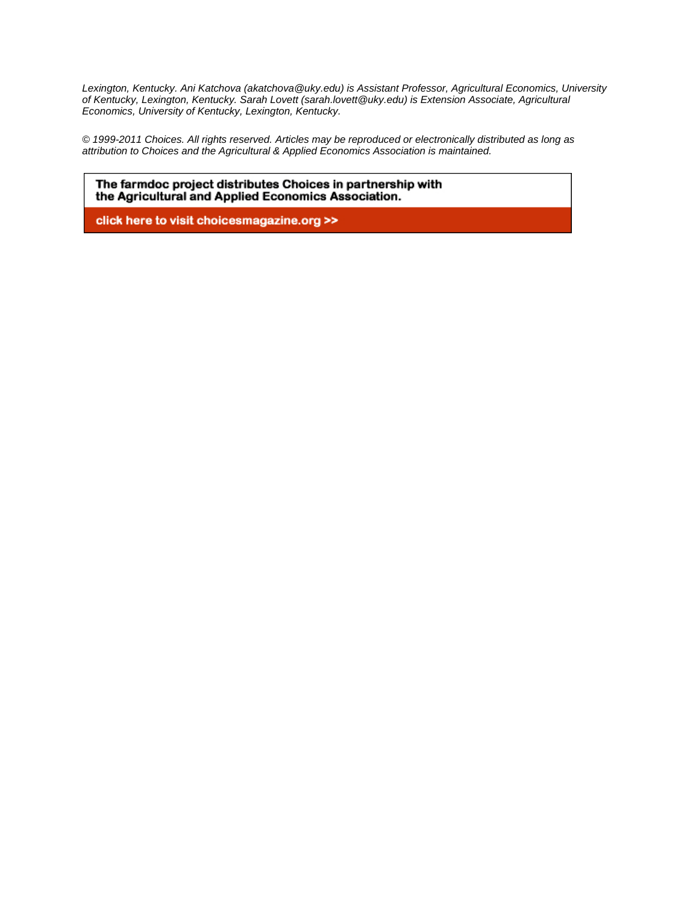*Lexington, Kentucky. Ani Katchova (akatchova@uky.edu) is Assistant Professor, Agricultural Economics, University of Kentucky, Lexington, Kentucky. Sarah Lovett (sarah.lovett@uky.edu) is Extension Associate, Agricultural Economics, University of Kentucky, Lexington, Kentucky.*

*© 1999-2011 Choices. All rights reserved. Articles may be reproduced or electronically distributed as long as attribution to Choices and the Agricultural & Applied Economics Association is maintained.*

**The farmdoc project distributes Choices in partnership with the Agricultural and Applied Economics Association.**

**click here to visit choicesmagazine.org >>**